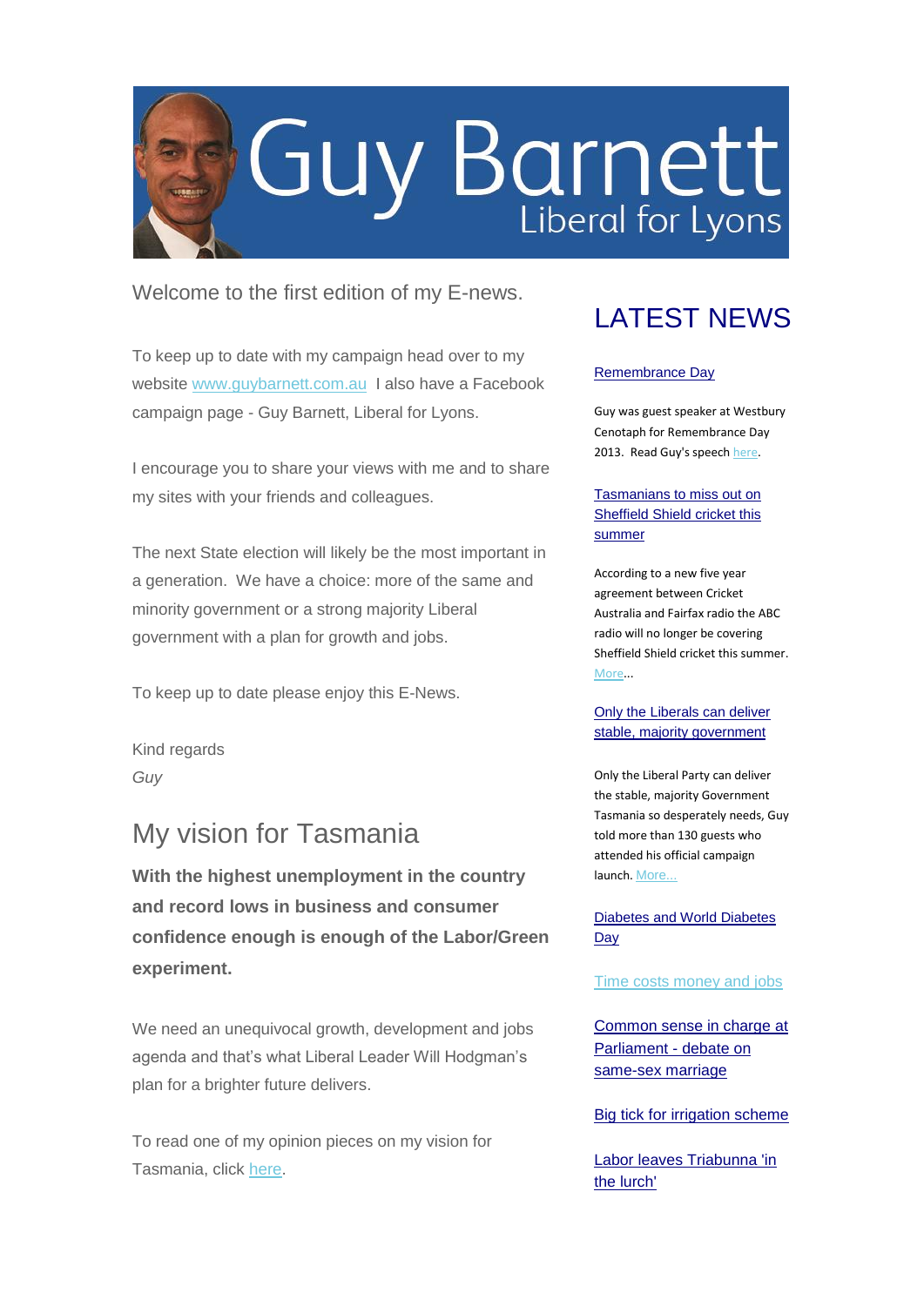# Guy Barnett
Liberal for Lyons

Welcome to the first edition of my E-news.

To keep up to date with my campaign head over to my website www.guybarnett.com.au I also have a Facebook campaign page - Guy Barnett, Liberal for Lyons.

I encourage you to share your views with me and to share my sites with your friends and colleagues.

The next State election will likely be the most important in a generation. We have a choice: more of the same and minority government or a strong majority Liberal government with a plan for growth and jobs.

To keep up to date please enjoy this E-News.

Kind regards
*Guy*

## My vision for Tasmania

**With the highest unemployment in the country and record lows in business and consumer confidence enough is enough of the Labor/Green experiment.**

We need an unequivocal growth, development and jobs agenda and that's what Liberal Leader Will Hodgman's plan for a brighter future delivers.

To read one of my opinion pieces on my vision for Tasmania, click here.

## LATEST NEWS

[Remembrance Day]

Guy was guest speaker at Westbury Cenotaph for Remembrance Day 2013. Read Guy's speech here.

[Tasmanians to miss out on Sheffield Shield cricket this summer]

According to a new five year agreement between Cricket Australia and Fairfax radio the ABC radio will no longer be covering Sheffield Shield cricket this summer. More...

[Only the Liberals can deliver stable, majority government]

Only the Liberal Party can deliver the stable, majority Government Tasmania so desperately needs, Guy told more than 130 guests who attended his official campaign launch. More...

[Diabetes and World Diabetes Day]

[Time costs money and jobs]

[Common sense in charge at Parliament - debate on same-sex marriage]

[Big tick for irrigation scheme]

[Labor leaves Triabunna 'in the lurch']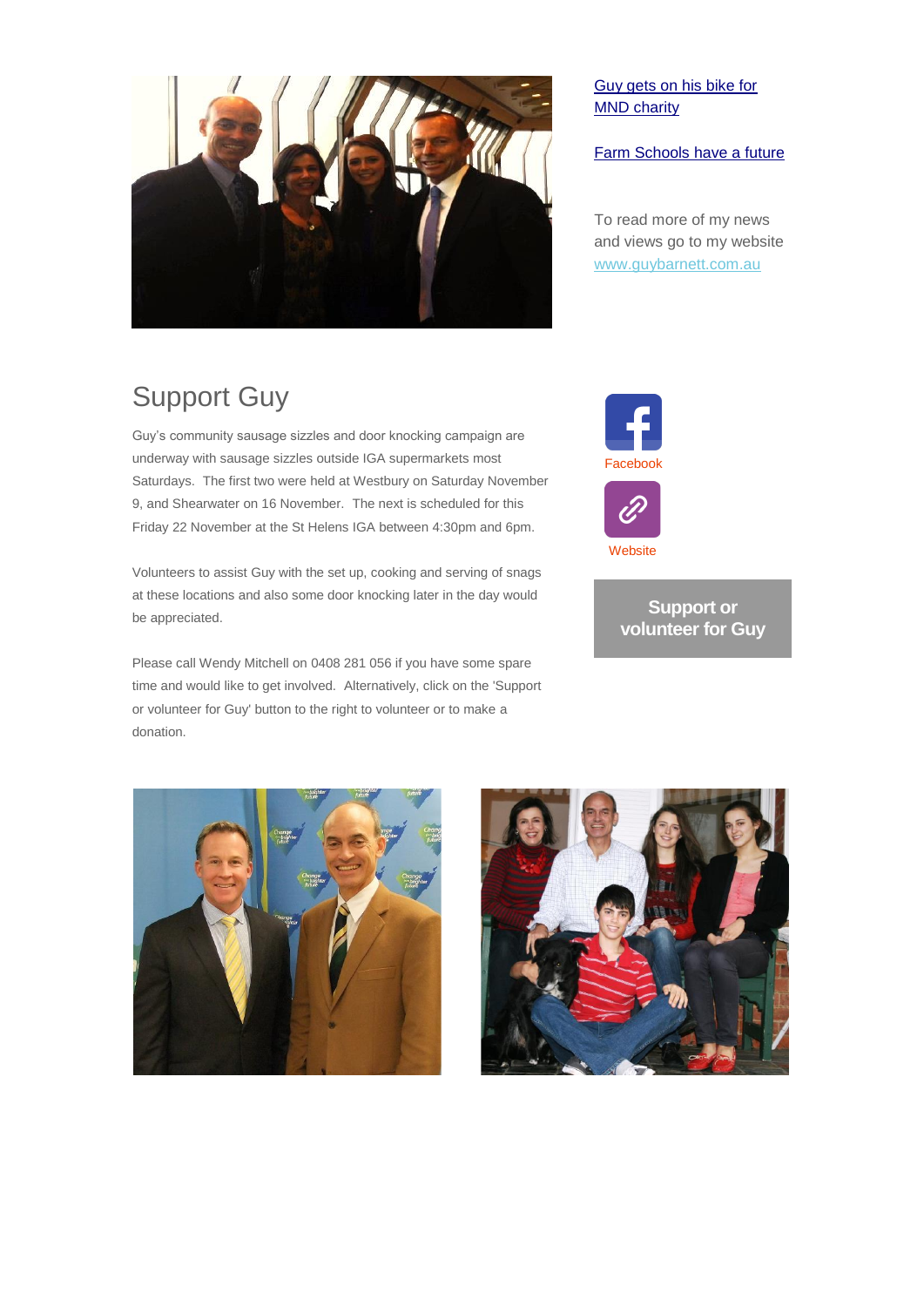[Guy gets on his bike for MND charity]

[Farm Schools have a future]

To read more of my news and views go to my website www.guybarnett.com.au

## Support Guy

Guy's community sausage sizzles and door knocking campaign are underway with sausage sizzles outside IGA supermarkets most Saturdays. The first two were held at Westbury on Saturday November 9, and Shearwater on 16 November. The next is scheduled for this Friday 22 November at the St Helens IGA between 4:30pm and 6pm.

Volunteers to assist Guy with the set up, cooking and serving of snags at these locations and also some door knocking later in the day would be appreciated.

Please call Wendy Mitchell on 0408 281 056 if you have some spare time and would like to get involved. Alternatively, click on the 'Support or volunteer for Guy' button to the right to volunteer or to make a donation.

Facebook

Website

**Support or volunteer for Guy**